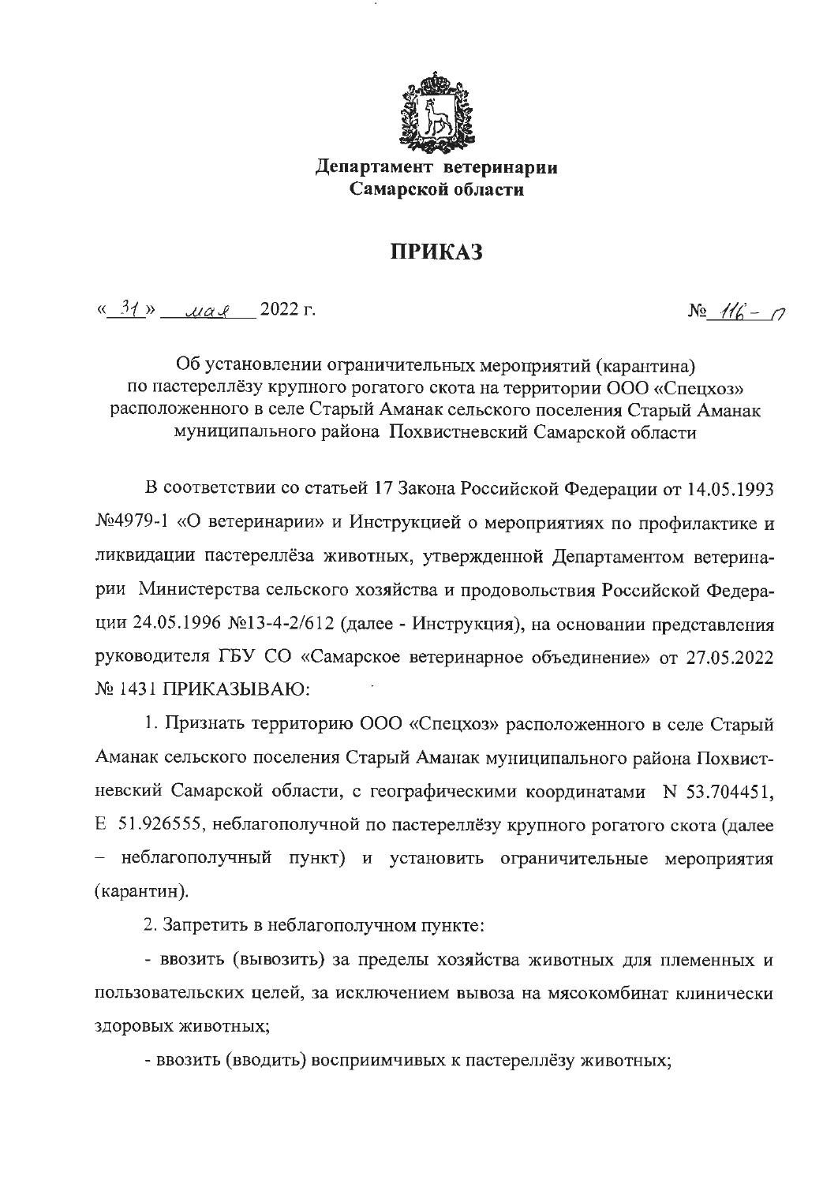**Департамент ветеринарии Самарской области**

# ПРИКАЗ

« 31 » мая 2022 г. № 116 - п

Об установлении ограничительных мероприятий (карантина) по пастереллёзу крупного рогатого скота на территории ООО «Спецхоз» расположенного в селе Старый Аманак сельского поселения Старый Аманак муниципального района Похвистневский Самарской области

В соответствии со статьей 17 Закона Российской Федерации от 14.05.1993 №4979-1 «О ветеринарии» и Инструкцией о мероприятиях по профилактике и ликвидации пастереллёза животных, утвержденной Департаментом ветеринарии Министерства сельского хозяйства и продовольствия Российской Федерации 24.05.1996 №13-4-2/612 (далее - Инструкция), на основании представления руководителя ГБУ СО «Самарское ветеринарное объединение» от 27.05.2022 № 1431 ПРИКАЗЫВАЮ:

1. Признать территорию ООО «Спецхоз» расположенного в селе Старый Аманак сельского поселения Старый Аманак муниципального района Похвистневский Самарской области, с географическими координатами N 53.704451, E 51.926555, неблагополучной по пастереллёзу крупного рогатого скота (далее – неблагополучный пункт) и установить ограничительные мероприятия (карантин).

2. Запретить в неблагополучном пункте:

- ввозить (вывозить) за пределы хозяйства животных для племенных и пользовательских целей, за исключением вывоза на мясокомбинат клинически здоровых животных;

- ввозить (вводить) восприимчивых к пастереллёзу животных;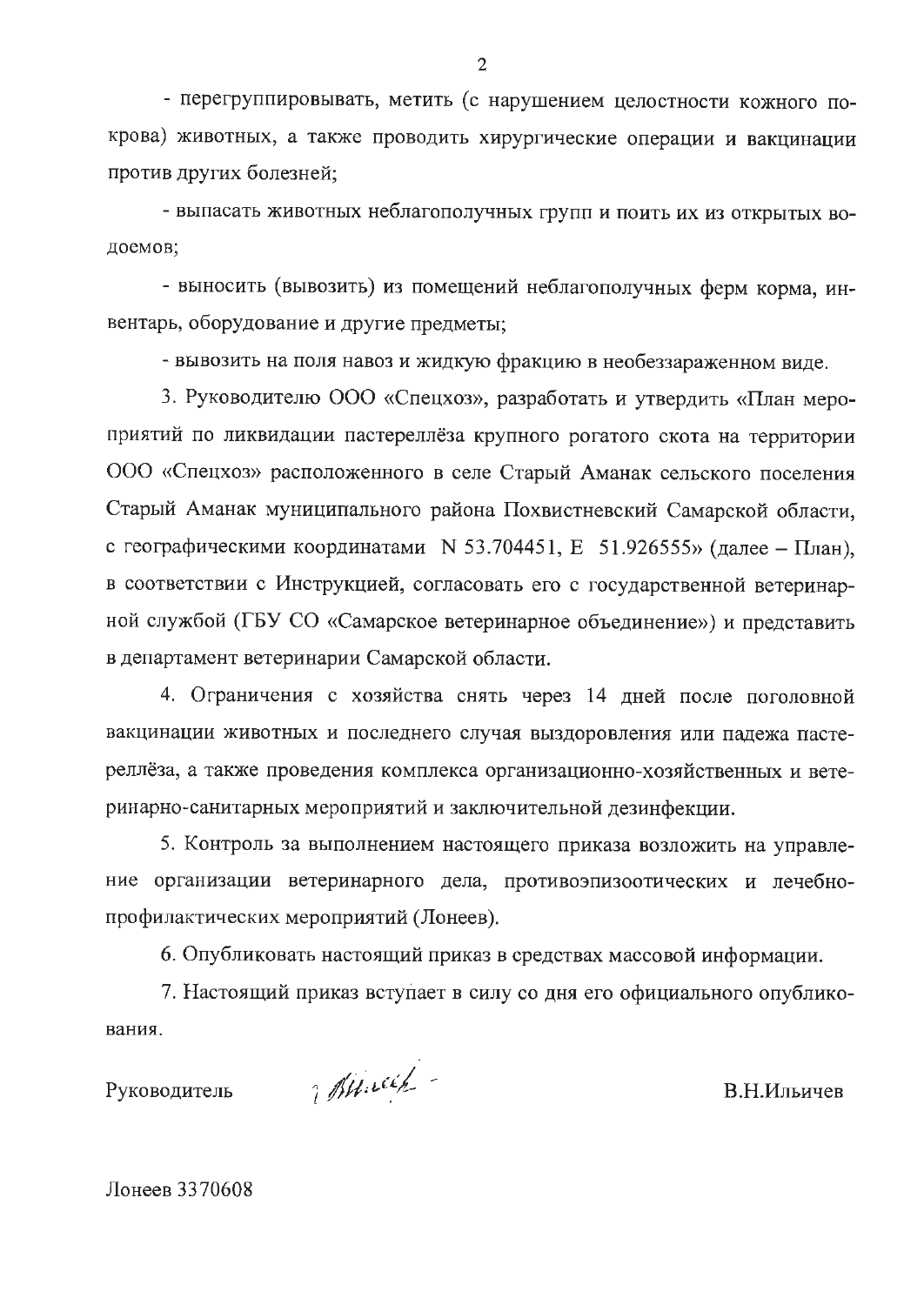- перегруппировывать, метить (с нарушением целостности кожного покрова) животных, а также проводить хирургические операции и вакцинации против других болезней;

- выпасать животных неблагополучных групп и поить их из открытых водоемов;

- выносить (вывозить) из помещений неблагополучных ферм корма, инвентарь, оборудование и другие предметы;

- вывозить на поля навоз и жидкую фракцию в необеззараженном виде.

3. Руководителю ООО «Спецхоз», разработать и утвердить «План мероприятий по ликвидации пастереллёза крупного рогатого скота на территории ООО «Спецхоз» расположенного в селе Старый Аманак сельского поселения Старый Аманак муниципального района Похвистневский Самарской области, с географическими координатами N 53.704451, E 51.926555» (далее – План), в соответствии с Инструкцией, согласовать его с государственной ветеринарной службой (ГБУ СО «Самарское ветеринарное объединение») и представить в департамент ветеринарии Самарской области.

4. Ограничения с хозяйства снять через 14 дней после поголовной вакцинации животных и последнего случая выздоровления или падежа пастереллёза, а также проведения комплекса организационно-хозяйственных и ветеринарно-санитарных мероприятий и заключительной дезинфекции.

5. Контроль за выполнением настоящего приказа возложить на управление организации ветеринарного дела, противоэпизоотических и лечебно-профилактических мероприятий (Лонеев).

6. Опубликовать настоящий приказ в средствах массовой информации.

7. Настоящий приказ вступает в силу со дня его официального опубликования.

Руководитель В.Н.Ильичев

Лонеев 3370608